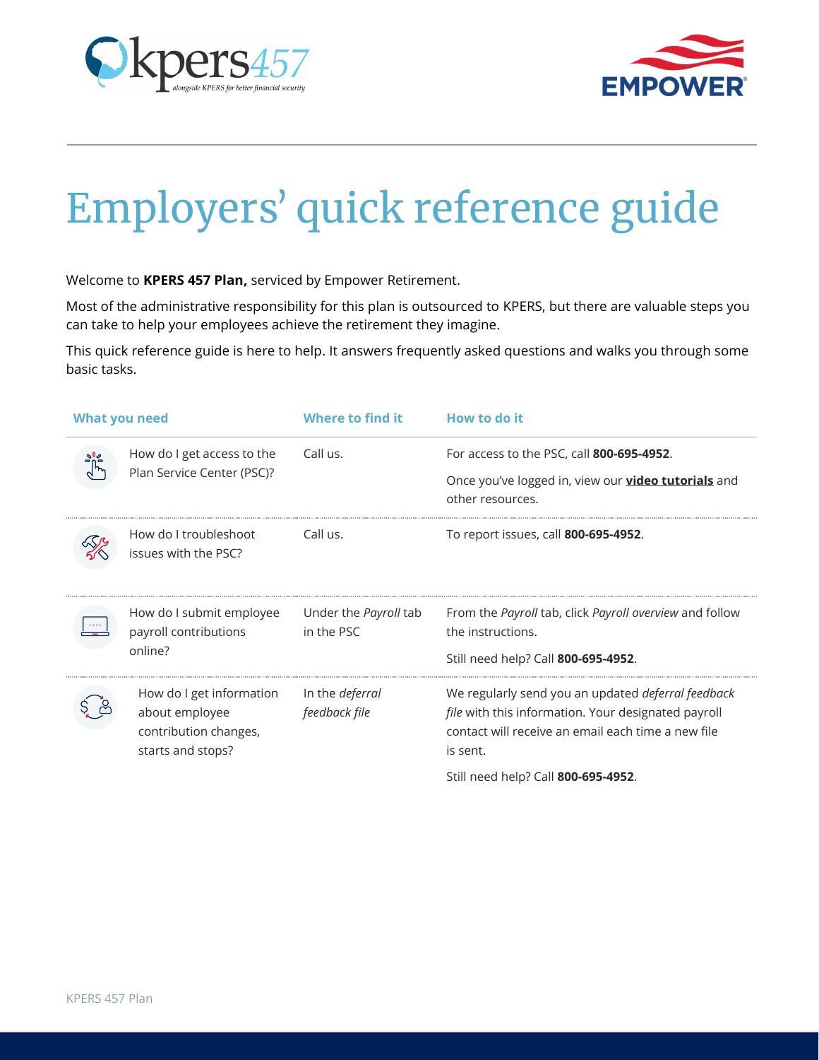# Employers' quick reference guide

Welcome to **KPERS 457 Plan,** serviced by Empower Retirement.

Most of the administrative responsibility for this plan is outsourced to KPERS, but there are valuable steps you can take to help your employees achieve the retirement they imagine.

This quick reference guide is here to help. It answers frequently asked questions and walks you through some basic tasks.

| What you need | Where to find it | How to do it |
|---|---|---|
| How do I get access to the Plan Service Center (PSC)? | Call us. | For access to the PSC, call **800-695-4952**. Once you've logged in, view our **video tutorials** and other resources. |
| How do I troubleshoot issues with the PSC? | Call us. | To report issues, call **800-695-4952**. |
| How do I submit employee payroll contributions online? | Under the *Payroll* tab in the PSC | From the *Payroll* tab, click *Payroll overview* and follow the instructions. Still need help? Call **800-695-4952**. |
| How do I get information about employee contribution changes, starts and stops? | In the *deferral feedback file* | We regularly send you an updated *deferral feedback file* with this information. Your designated payroll contact will receive an email each time a new file is sent. Still need help? Call **800-695-4952**. |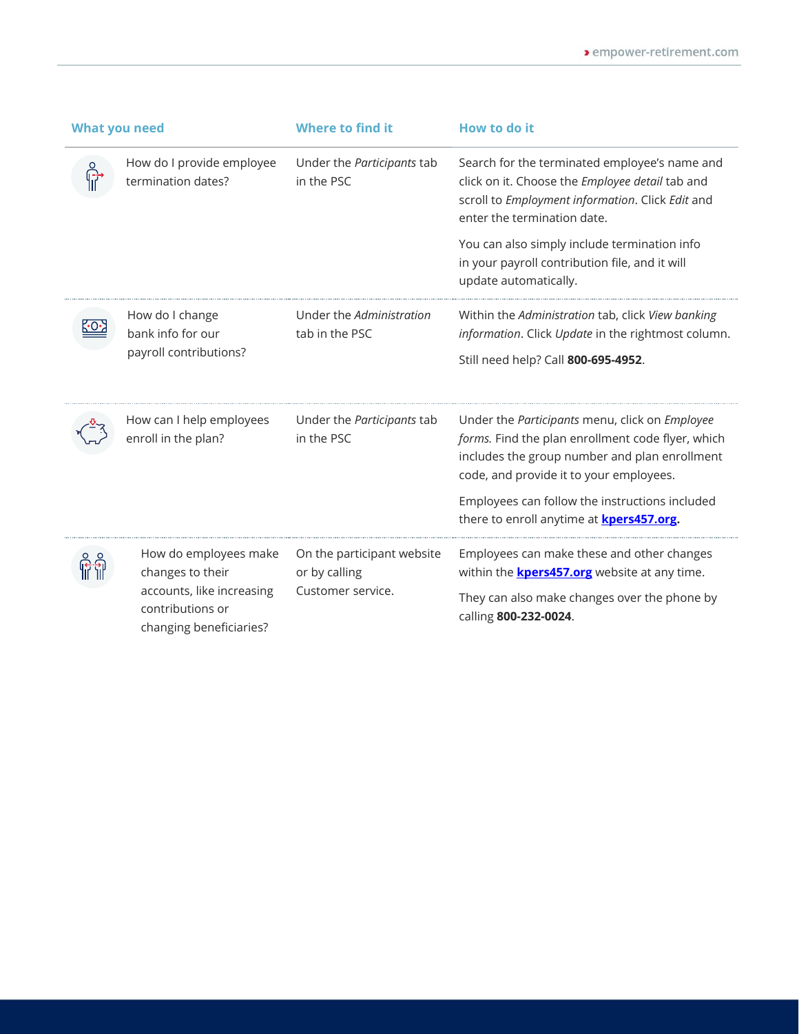| What you need | Where to find it | How to do it |
|---|---|---|
| How do I provide employee termination dates? | Under the *Participants* tab in the PSC | Search for the terminated employee's name and click on it. Choose the *Employee detail* tab and scroll to *Employment information*. Click *Edit* and enter the termination date.<br><br>You can also simply include termination info in your payroll contribution file, and it will update automatically. |
| How do I change bank info for our payroll contributions? | Under the *Administration* tab in the PSC | Within the *Administration* tab, click *View banking information*. Click *Update* in the rightmost column.<br><br>Still need help? Call **800-695-4952**. |
| How can I help employees enroll in the plan? | Under the *Participants* tab in the PSC | Under the *Participants* menu, click on *Employee forms.* Find the plan enrollment code flyer, which includes the group number and plan enrollment code, and provide it to your employees.<br><br>Employees can follow the instructions included there to enroll anytime at **kpers457.org**. |
| How do employees make changes to their accounts, like increasing contributions or changing beneficiaries? | On the participant website or by calling Customer service. | Employees can make these and other changes within the **kpers457.org** website at any time.<br><br>They can also make changes over the phone by calling **800-232-0024**. |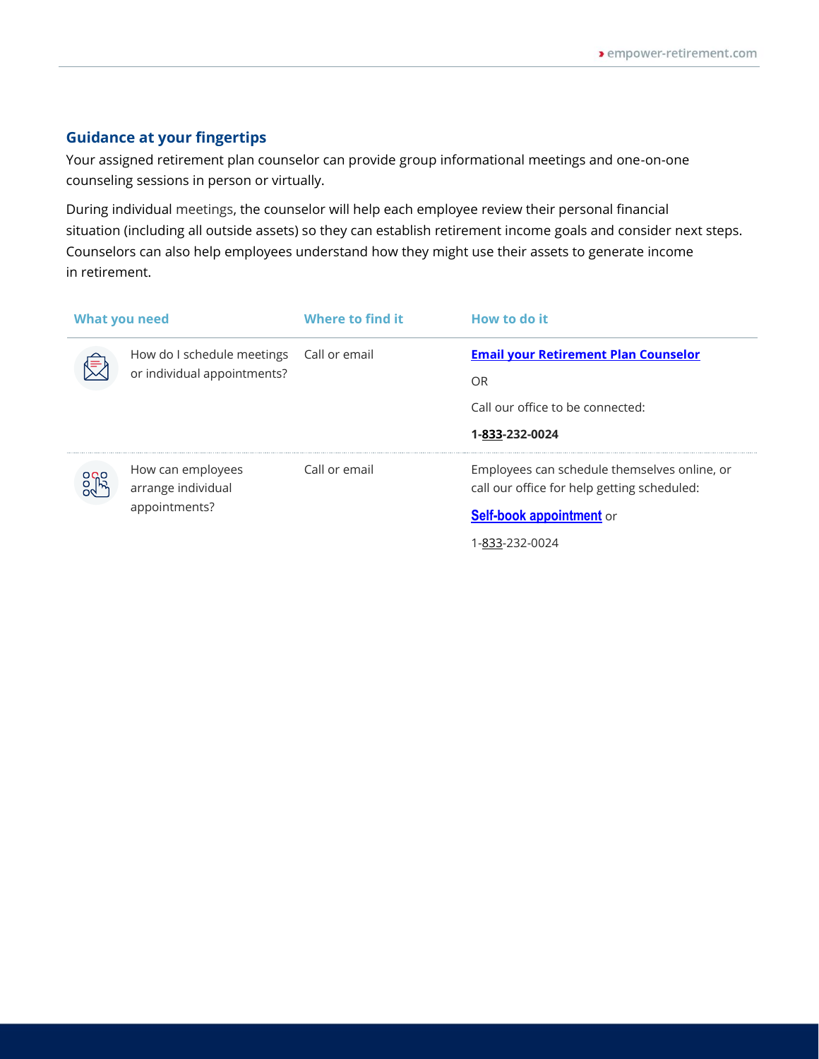## Guidance at your fingertips

Your assigned retirement plan counselor can provide group informational meetings and one-on-one counseling sessions in person or virtually.

During individual meetings, the counselor will help each employee review their personal financial situation (including all outside assets) so they can establish retirement income goals and consider next steps. Counselors can also help employees understand how they might use their assets to generate income in retirement.

| What you need | Where to find it | How to do it |
| --- | --- | --- |
| How do I schedule meetings or individual appointments? | Call or email | **Email your Retirement Plan Counselor**<br>OR<br>Call our office to be connected:<br>**1-833-232-0024** |
| How can employees arrange individual appointments? | Call or email | Employees can schedule themselves online, or call our office for help getting scheduled:<br>**Self-book appointment** or<br>1-833-232-0024 |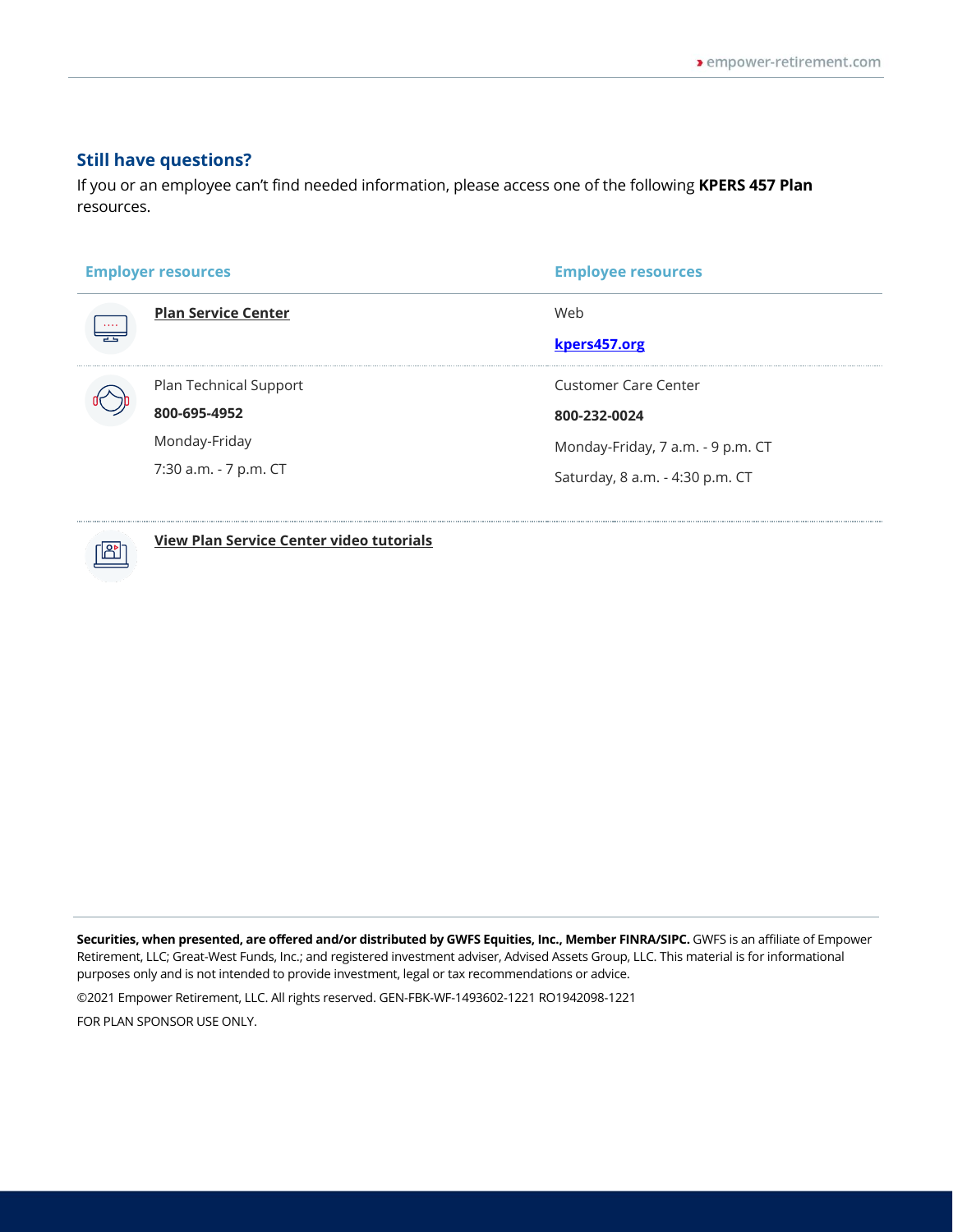## Still have questions?

If you or an employee can't find needed information, please access one of the following **KPERS 457 Plan** resources.

| Employer resources | Employee resources |
|---|---|
| **Plan Service Center** | Web<br>**kpers457.org** |
| Plan Technical Support<br>**800-695-4952**<br>Monday-Friday<br>7:30 a.m. - 7 p.m. CT | Customer Care Center<br>**800-232-0024**<br>Monday-Friday, 7 a.m. - 9 p.m. CT<br>Saturday, 8 a.m. - 4:30 p.m. CT |
| **View Plan Service Center video tutorials** | |

**Securities, when presented, are offered and/or distributed by GWFS Equities, Inc., Member FINRA/SIPC.** GWFS is an affiliate of Empower Retirement, LLC; Great-West Funds, Inc.; and registered investment adviser, Advised Assets Group, LLC. This material is for informational purposes only and is not intended to provide investment, legal or tax recommendations or advice.

©2021 Empower Retirement, LLC. All rights reserved. GEN-FBK-WF-1493602-1221 RO1942098-1221

FOR PLAN SPONSOR USE ONLY.